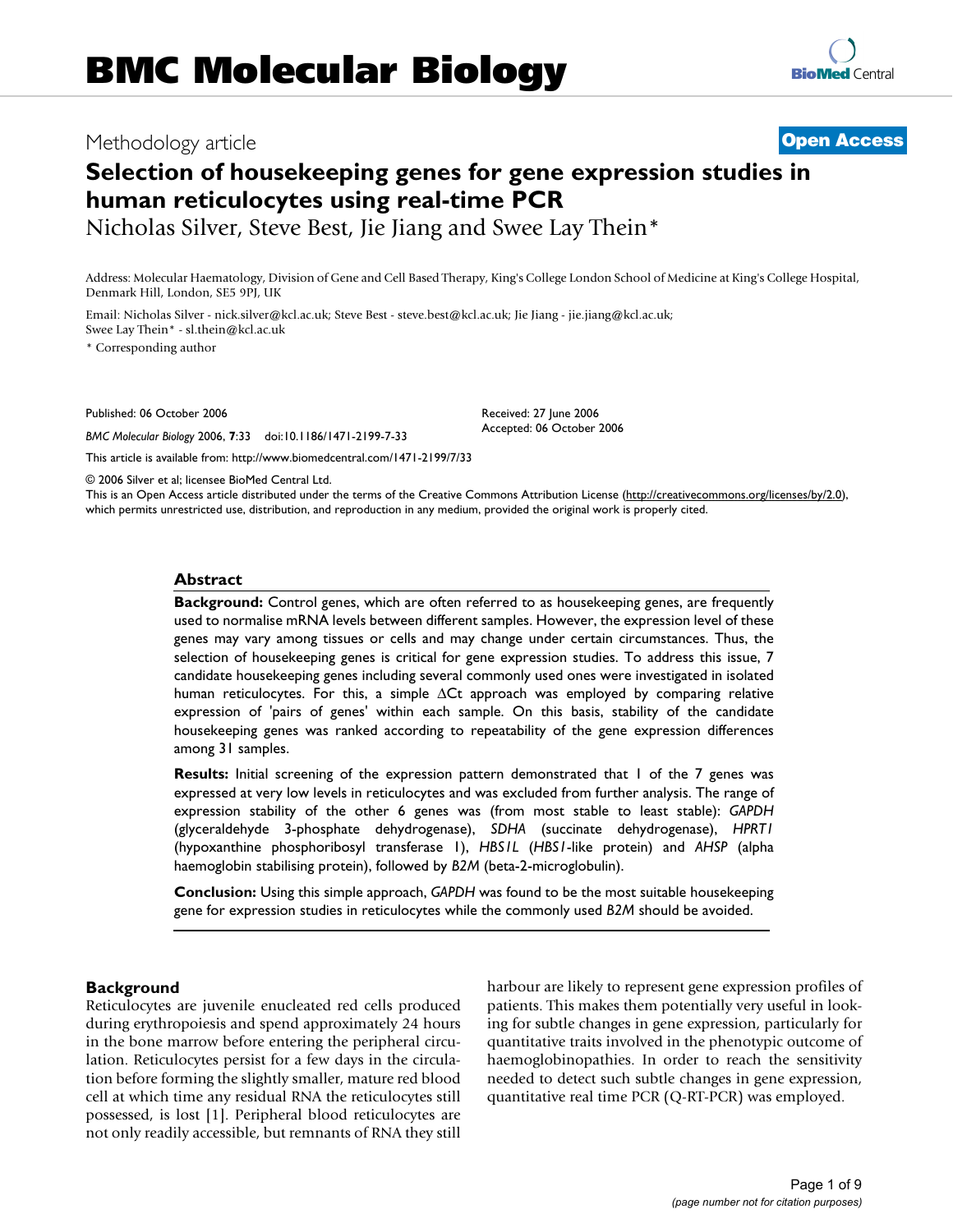# BMC Molecular Biology

Methodology article **Open Access**

# Selection of housekeeping genes for gene expression studies in human reticulocytes using real-time PCR

Nicholas Silver, Steve Best, Jie Jiang and Swee Lay Thein*

Address: Molecular Haematology, Division of Gene and Cell Based Therapy, King's College London School of Medicine at King's College Hospital, Denmark Hill, London, SE5 9PJ, UK

Email: Nicholas Silver - nick.silver@kcl.ac.uk; Steve Best - steve.best@kcl.ac.uk; Jie Jiang - jie.jiang@kcl.ac.uk; Swee Lay Thein* - sl.thein@kcl.ac.uk

* Corresponding author

Published: 06 October 2006

*BMC Molecular Biology* 2006, **7**:33 doi:10.1186/1471-2199-7-33

Received: 27 June 2006
Accepted: 06 October 2006

This article is available from: http://www.biomedcentral.com/1471-2199/7/33

© 2006 Silver et al; licensee BioMed Central Ltd.

This is an Open Access article distributed under the terms of the Creative Commons Attribution License (http://creativecommons.org/licenses/by/2.0), which permits unrestricted use, distribution, and reproduction in any medium, provided the original work is properly cited.

## Abstract

**Background:** Control genes, which are often referred to as housekeeping genes, are frequently used to normalise mRNA levels between different samples. However, the expression level of these genes may vary among tissues or cells and may change under certain circumstances. Thus, the selection of housekeeping genes is critical for gene expression studies. To address this issue, 7 candidate housekeeping genes including several commonly used ones were investigated in isolated human reticulocytes. For this, a simple $\Delta$Ct approach was employed by comparing relative expression of 'pairs of genes' within each sample. On this basis, stability of the candidate housekeeping genes was ranked according to repeatability of the gene expression differences among 31 samples.

**Results:** Initial screening of the expression pattern demonstrated that 1 of the 7 genes was expressed at very low levels in reticulocytes and was excluded from further analysis. The range of expression stability of the other 6 genes was (from most stable to least stable): *GAPDH* (glyceraldehyde 3-phosphate dehydrogenase), *SDHA* (succinate dehydrogenase), *HPRT1* (hypoxanthine phosphoribosyl transferase 1), *HBS1L* (*HBS1*-like protein) and *AHSP* (alpha haemoglobin stabilising protein), followed by *B2M* (beta-2-microglobulin).

**Conclusion:** Using this simple approach, *GAPDH* was found to be the most suitable housekeeping gene for expression studies in reticulocytes while the commonly used *B2M* should be avoided.

## Background

Reticulocytes are juvenile enucleated red cells produced during erythropoiesis and spend approximately 24 hours in the bone marrow before entering the peripheral circulation. Reticulocytes persist for a few days in the circulation before forming the slightly smaller, mature red blood cell at which time any residual RNA the reticulocytes still possessed, is lost [1]. Peripheral blood reticulocytes are not only readily accessible, but remnants of RNA they still harbour are likely to represent gene expression profiles of patients. This makes them potentially very useful in looking for subtle changes in gene expression, particularly for quantitative traits involved in the phenotypic outcome of haemoglobinopathies. In order to reach the sensitivity needed to detect such subtle changes in gene expression, quantitative real time PCR (Q-RT-PCR) was employed.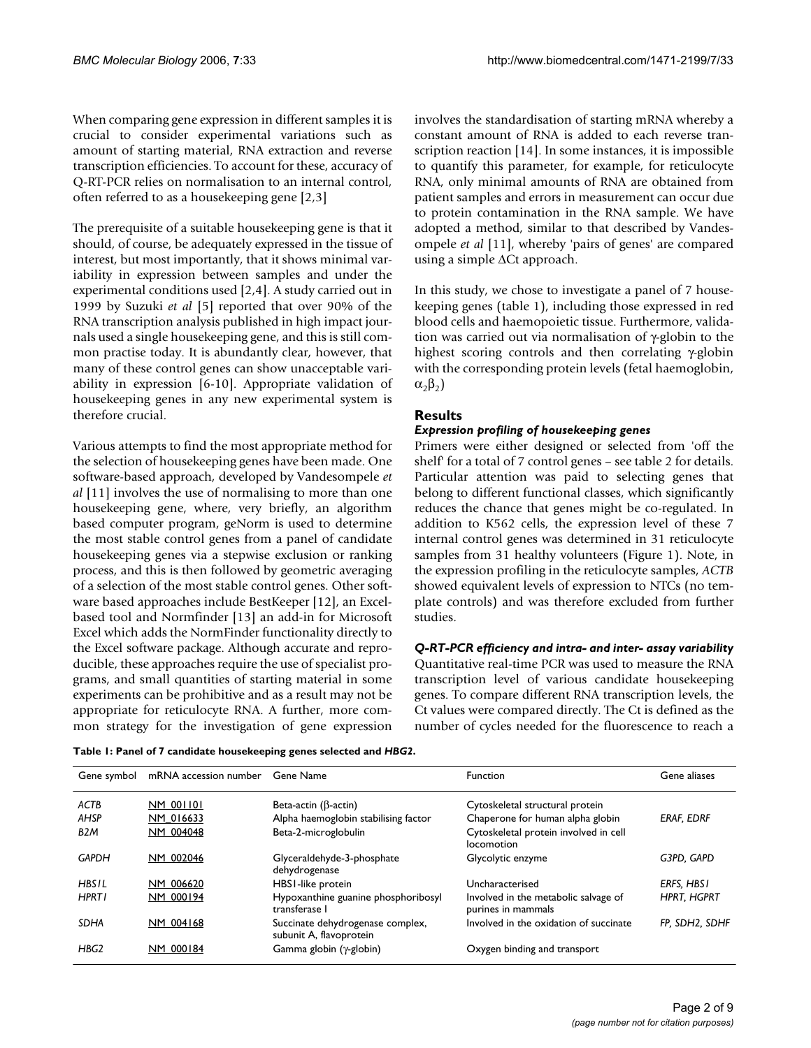When comparing gene expression in different samples it is crucial to consider experimental variations such as amount of starting material, RNA extraction and reverse transcription efficiencies. To account for these, accuracy of Q-RT-PCR relies on normalisation to an internal control, often referred to as a housekeeping gene [2,3]

The prerequisite of a suitable housekeeping gene is that it should, of course, be adequately expressed in the tissue of interest, but most importantly, that it shows minimal variability in expression between samples and under the experimental conditions used [2,4]. A study carried out in 1999 by Suzuki *et al* [5] reported that over 90% of the RNA transcription analysis published in high impact journals used a single housekeeping gene, and this is still common practise today. It is abundantly clear, however, that many of these control genes can show unacceptable variability in expression [6-10]. Appropriate validation of housekeeping genes in any new experimental system is therefore crucial.

Various attempts to find the most appropriate method for the selection of housekeeping genes have been made. One software-based approach, developed by Vandesompele *et al* [11] involves the use of normalising to more than one housekeeping gene, where, very briefly, an algorithm based computer program, geNorm is used to determine the most stable control genes from a panel of candidate housekeeping genes via a stepwise exclusion or ranking process, and this is then followed by geometric averaging of a selection of the most stable control genes. Other software based approaches include BestKeeper [12], an Excel-based tool and Normfinder [13] an add-in for Microsoft Excel which adds the NormFinder functionality directly to the Excel software package. Although accurate and reproducible, these approaches require the use of specialist programs, and small quantities of starting material in some experiments can be prohibitive and as a result may not be appropriate for reticulocyte RNA. A further, more common strategy for the investigation of gene expression involves the standardisation of starting mRNA whereby a constant amount of RNA is added to each reverse transcription reaction [14]. In some instances, it is impossible to quantify this parameter, for example, for reticulocyte RNA, only minimal amounts of RNA are obtained from patient samples and errors in measurement can occur due to protein contamination in the RNA sample. We have adopted a method, similar to that described by Vandesompele *et al* [11], whereby 'pairs of genes' are compared using a simple ΔCt approach.

In this study, we chose to investigate a panel of 7 housekeeping genes (table 1), including those expressed in red blood cells and haemopoietic tissue. Furthermore, validation was carried out via normalisation of γ-globin to the highest scoring controls and then correlating γ-globin with the corresponding protein levels (fetal haemoglobin, $\alpha_2\beta_2$)

## Results

### *Expression profiling of housekeeping genes*

Primers were either designed or selected from 'off the shelf' for a total of 7 control genes – see table 2 for details. Particular attention was paid to selecting genes that belong to different functional classes, which significantly reduces the chance that genes might be co-regulated. In addition to K562 cells, the expression level of these 7 internal control genes was determined in 31 reticulocyte samples from 31 healthy volunteers (Figure 1). Note, in the expression profiling in the reticulocyte samples, *ACTB* showed equivalent levels of expression to NTCs (no template controls) and was therefore excluded from further studies.

### *Q-RT-PCR efficiency and intra- and inter- assay variability*

Quantitative real-time PCR was used to measure the RNA transcription level of various candidate housekeeping genes. To compare different RNA transcription levels, the Ct values were compared directly. The Ct is defined as the number of cycles needed for the fluorescence to reach a

**Table 1: Panel of 7 candidate housekeeping genes selected and *HBG2*.**

| Gene symbol | mRNA accession number | Gene Name | Function | Gene aliases |
|---|---|---|---|---|
| *ACTB* | NM_001101 | Beta-actin (β-actin) | Cytoskeletal structural protein | |
| *AHSP* | NM_016633 | Alpha haemoglobin stabilising factor | Chaperone for human alpha globin | *ERAF, EDRF* |
| *B2M* | NM_004048 | Beta-2-microglobulin | Cytoskeletal protein involved in cell locomotion | |
| *GAPDH* | NM_002046 | Glyceraldehyde-3-phosphate dehydrogenase | Glycolytic enzyme | *G3PD, GAPD* |
| *HBS1L* | NM_006620 | HBS1-like protein | Uncharacterised | *ERFS, HBS1* |
| *HPRT1* | NM_000194 | Hypoxanthine guanine phosphoribosyl transferase I | Involved in the metabolic salvage of purines in mammals | *HPRT, HGPRT* |
| *SDHA* | NM_004168 | Succinate dehydrogenase complex, subunit A, flavoprotein | Involved in the oxidation of succinate | *FP, SDH2, SDHF* |
| *HBG2* | NM_000184 | Gamma globin (γ-globin) | Oxygen binding and transport | |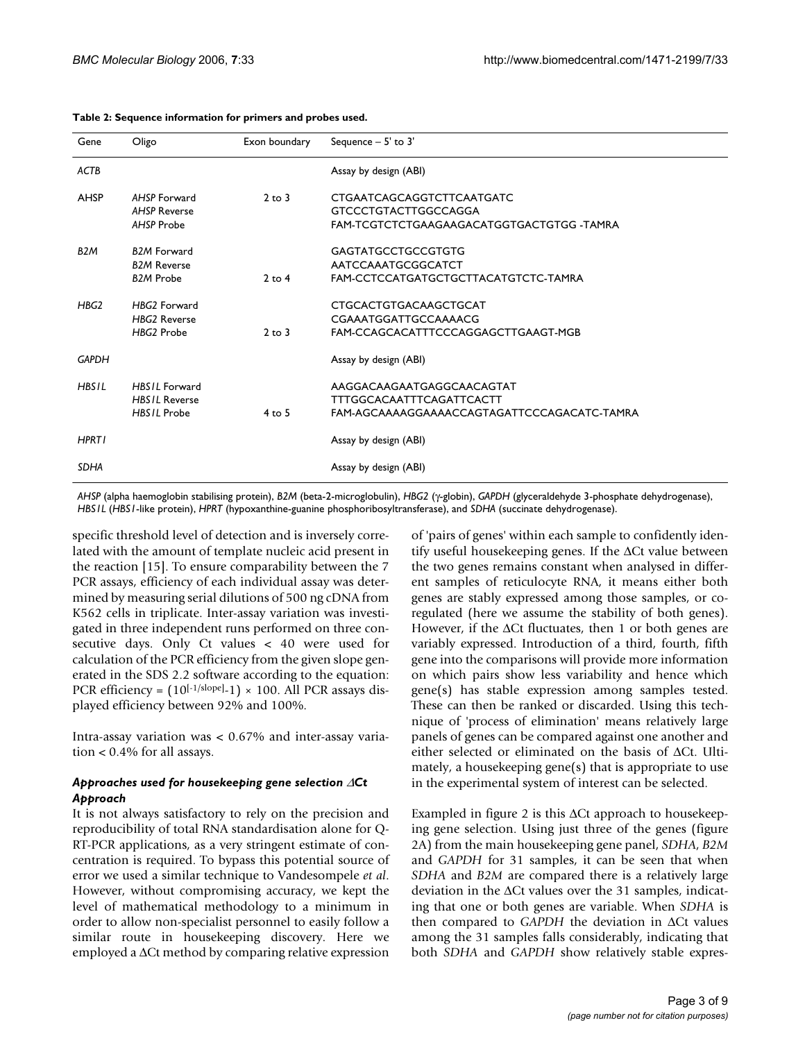**Table 2: Sequence information for primers and probes used.**

| Gene | Oligo | Exon boundary | Sequence – 5' to 3' |
|---|---|---|---|
| *ACTB* | | | Assay by design (ABI) |
| AHSP | *AHSP* Forward | 2 to 3 | CTGAATCAGCAGGTCTTCAATGATC |
| | *AHSP* Reverse | | GTCCCTGTACTTGGCCAGGA |
| | *AHSP* Probe | | FAM-TCGTCTCTGAAGAAGACATGGTGACTGTGG -TAMRA |
| *B2M* | *B2M* Forward | | GAGTATGCCTGCCGTGTG |
| | *B2M* Reverse | | AATCCAAATGCGGCATCT |
| | *B2M* Probe | 2 to 4 | FAM-CCTCCATGATGCTGCTTACATGTCTC-TAMRA |
| *HBG2* | *HBG2* Forward | | CTGCACTGTGACAAGCTGCAT |
| | *HBG2* Reverse | | CGAAATGGATTGCCAAAACG |
| | *HBG2* Probe | 2 to 3 | FAM-CCAGCACATTTCCCAGGAGCTTGAAGT-MGB |
| *GAPDH* | | | Assay by design (ABI) |
| *HBS1L* | *HBS1L* Forward | | AAGGACAAGAATGAGGCAACAGTAT |
| | *HBS1L* Reverse | | TTTGGCACAATTTCAGATTCACTT |
| | *HBS1L* Probe | 4 to 5 | FAM-AGCAAAAGGAAAACCAGTAGATTCCCAGACATC-TAMRA |
| *HPRT1* | | | Assay by design (ABI) |
| *SDHA* | | | Assay by design (ABI) |

*AHSP* (alpha haemoglobin stabilising protein), *B2M* (beta-2-microglobulin), *HBG2* (γ-globin), *GAPDH* (glyceraldehyde 3-phosphate dehydrogenase), *HBS1L* (*HBS1*-like protein), *HPRT* (hypoxanthine-guanine phosphoribosyltransferase), and *SDHA* (succinate dehydrogenase).

specific threshold level of detection and is inversely correlated with the amount of template nucleic acid present in the reaction [15]. To ensure comparability between the 7 PCR assays, efficiency of each individual assay was determined by measuring serial dilutions of 500 ng cDNA from K562 cells in triplicate. Inter-assay variation was investigated in three independent runs performed on three consecutive days. Only Ct values < 40 were used for calculation of the PCR efficiency from the given slope generated in the SDS 2.2 software according to the equation: PCR efficiency = $(10^{[-1/\text{slope}]}-1) \times 100$. All PCR assays displayed efficiency between 92% and 100%.

Intra-assay variation was < 0.67% and inter-assay variation < 0.4% for all assays.

### *Approaches used for housekeeping gene selection ΔCt Approach*

It is not always satisfactory to rely on the precision and reproducibility of total RNA standardisation alone for Q-RT-PCR applications, as a very stringent estimate of concentration is required. To bypass this potential source of error we used a similar technique to Vandesompele *et al*. However, without compromising accuracy, we kept the level of mathematical methodology to a minimum in order to allow non-specialist personnel to easily follow a similar route in housekeeping discovery. Here we employed a ΔCt method by comparing relative expression of 'pairs of genes' within each sample to confidently identify useful housekeeping genes. If the ΔCt value between the two genes remains constant when analysed in different samples of reticulocyte RNA, it means either both genes are stably expressed among those samples, or co-regulated (here we assume the stability of both genes). However, if the ΔCt fluctuates, then 1 or both genes are variably expressed. Introduction of a third, fourth, fifth gene into the comparisons will provide more information on which pairs show less variability and hence which gene(s) has stable expression among samples tested. These can then be ranked or discarded. Using this technique of 'process of elimination' means relatively large panels of genes can be compared against one another and either selected or eliminated on the basis of ΔCt. Ultimately, a housekeeping gene(s) that is appropriate to use in the experimental system of interest can be selected.

Exampled in figure 2 is this ΔCt approach to housekeeping gene selection. Using just three of the genes (figure 2A) from the main housekeeping gene panel, *SDHA*, *B2M* and *GAPDH* for 31 samples, it can be seen that when *SDHA* and *B2M* are compared there is a relatively large deviation in the ΔCt values over the 31 samples, indicating that one or both genes are variable. When *SDHA* is then compared to *GAPDH* the deviation in ΔCt values among the 31 samples falls considerably, indicating that both *SDHA* and *GAPDH* show relatively stable expres-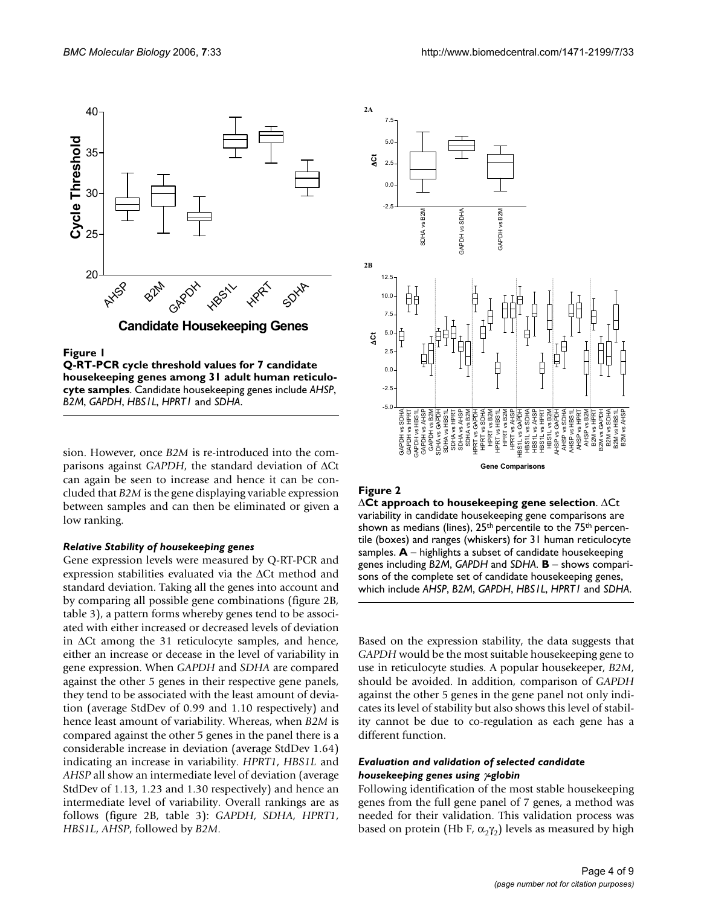**Figure 1**

**Q-RT-PCR cycle threshold values for 7 candidate housekeeping genes among 31 adult human reticulocyte samples**. Candidate housekeeping genes include *AHSP*, *B2M*, *GAPDH*, *HBS1L*, *HPRT1* and *SDHA*.

**Figure 2**

**ΔCt approach to housekeeping gene selection**. ΔCt variability in candidate housekeeping gene comparisons are shown as medians (lines), 25[th] percentile to the 75[th] percentile (boxes) and ranges (whiskers) for 31 human reticulocyte samples. **A** – highlights a subset of candidate housekeeping genes including *B2M*, *GAPDH* and *SDHA*. **B** – shows comparisons of the complete set of candidate housekeeping genes, which include *AHSP*, *B2M*, *GAPDH*, *HBS1L*, *HPRT1* and *SDHA*.

sion. However, once *B2M* is re-introduced into the comparisons against *GAPDH*, the standard deviation of ΔCt can again be seen to increase and hence it can be concluded that *B2M* is the gene displaying variable expression between samples and can then be eliminated or given a low ranking.

### *Relative Stability of housekeeping genes*

Gene expression levels were measured by Q-RT-PCR and expression stabilities evaluated via the ΔCt method and standard deviation. Taking all the genes into account and by comparing all possible gene combinations (figure 2B, table 3), a pattern forms whereby genes tend to be associated with either increased or decreased levels of deviation in ΔCt among the 31 reticulocyte samples, and hence, either an increase or decease in the level of variability in gene expression. When *GAPDH* and *SDHA* are compared against the other 5 genes in their respective gene panels, they tend to be associated with the least amount of deviation (average StdDev of 0.99 and 1.10 respectively) and hence least amount of variability. Whereas, when *B2M* is compared against the other 5 genes in the panel there is a considerable increase in deviation (average StdDev 1.64) indicating an increase in variability. *HPRT1*, *HBS1L* and *AHSP* all show an intermediate level of deviation (average StdDev of 1.13, 1.23 and 1.30 respectively) and hence an intermediate level of variability. Overall rankings are as follows (figure 2B, table 3): *GAPDH*, *SDHA*, *HPRT1*, *HBS1L*, *AHSP*, followed by *B2M*.

Based on the expression stability, the data suggests that *GAPDH* would be the most suitable housekeeping gene to use in reticulocyte studies. A popular housekeeper, *B2M*, should be avoided. In addition, comparison of *GAPDH* against the other 5 genes in the gene panel not only indicates its level of stability but also shows this level of stability cannot be due to co-regulation as each gene has a different function.

### *Evaluation and validation of selected candidate housekeeping genes using γ-globin*

Following identification of the most stable housekeeping genes from the full gene panel of 7 genes, a method was needed for their validation. This validation process was based on protein (Hb F, $\alpha_2\gamma_2$) levels as measured by high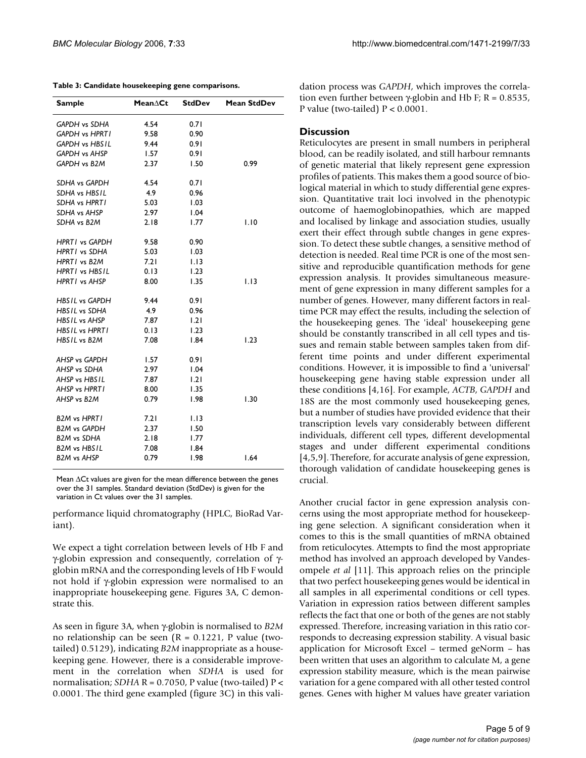**Table 3: Candidate housekeeping gene comparisons.**

| Sample | Mean∆Ct | StdDev | Mean StdDev |
| --- | --- | --- | --- |
| *GAPDH* vs *SDHA* | 4.54 | 0.71 | |
| *GAPDH* vs *HPRT1* | 9.58 | 0.90 | |
| *GAPDH* vs *HBS1L* | 9.44 | 0.91 | |
| *GAPDH* vs *AHSP* | 1.57 | 0.91 | |
| *GAPDH* vs *B2M* | 2.37 | 1.50 | 0.99 |
| *SDHA* vs *GAPDH* | 4.54 | 0.71 | |
| *SDHA* vs *HBS1L* | 4.9 | 0.96 | |
| *SDHA* vs *HPRT1* | 5.03 | 1.03 | |
| *SDHA* vs *AHSP* | 2.97 | 1.04 | |
| *SDHA* vs *B2M* | 2.18 | 1.77 | 1.10 |
| *HPRT1* vs *GAPDH* | 9.58 | 0.90 | |
| *HPRT1* vs *SDHA* | 5.03 | 1.03 | |
| *HPRT1* vs *B2M* | 7.21 | 1.13 | |
| *HPRT1* vs *HBS1L* | 0.13 | 1.23 | |
| *HPRT1* vs *AHSP* | 8.00 | 1.35 | 1.13 |
| *HBS1L* vs *GAPDH* | 9.44 | 0.91 | |
| *HBS1L* vs *SDHA* | 4.9 | 0.96 | |
| *HBS1L* vs *AHSP* | 7.87 | 1.21 | |
| *HBS1L* vs *HPRT1* | 0.13 | 1.23 | |
| *HBS1L* vs *B2M* | 7.08 | 1.84 | 1.23 |
| *AHSP* vs *GAPDH* | 1.57 | 0.91 | |
| *AHSP* vs *SDHA* | 2.97 | 1.04 | |
| *AHSP* vs *HBS1L* | 7.87 | 1.21 | |
| *AHSP* vs *HPRT1* | 8.00 | 1.35 | |
| *AHSP* vs *B2M* | 0.79 | 1.98 | 1.30 |
| *B2M* vs *HPRT1* | 7.21 | 1.13 | |
| *B2M* vs *GAPDH* | 2.37 | 1.50 | |
| *B2M* vs *SDHA* | 2.18 | 1.77 | |
| *B2M* vs *HBS1L* | 7.08 | 1.84 | |
| *B2M* vs *AHSP* | 0.79 | 1.98 | 1.64 |

Mean ∆Ct values are given for the mean difference between the genes over the 31 samples. Standard deviation (StdDev) is given for the variation in Ct values over the 31 samples.

performance liquid chromatography (HPLC, BioRad Variant).

We expect a tight correlation between levels of Hb F and γ-globin expression and consequently, correlation of γ-globin mRNA and the corresponding levels of Hb F would not hold if γ-globin expression were normalised to an inappropriate housekeeping gene. Figures 3A, C demonstrate this.

As seen in figure 3A, when γ-globin is normalised to *B2M* no relationship can be seen ($R = 0.1221$, P value (two-tailed) 0.5129), indicating *B2M* inappropriate as a housekeeping gene. However, there is a considerable improvement in the correlation when *SDHA* is used for normalisation; *SDHA* $R = 0.7050$, P value (two-tailed) $P < 0.0001$. The third gene exampled (figure 3C) in this validation process was *GAPDH*, which improves the correlation even further between γ-globin and Hb F; $R = 0.8535$, P value (two-tailed) $P < 0.0001$.

## Discussion

Reticulocytes are present in small numbers in peripheral blood, can be readily isolated, and still harbour remnants of genetic material that likely represent gene expression profiles of patients. This makes them a good source of biological material in which to study differential gene expression. Quantitative trait loci involved in the phenotypic outcome of haemoglobinopathies, which are mapped and localised by linkage and association studies, usually exert their effect through subtle changes in gene expression. To detect these subtle changes, a sensitive method of detection is needed. Real time PCR is one of the most sensitive and reproducible quantification methods for gene expression analysis. It provides simultaneous measurement of gene expression in many different samples for a number of genes. However, many different factors in real-time PCR may effect the results, including the selection of the housekeeping genes. The 'ideal' housekeeping gene should be constantly transcribed in all cell types and tissues and remain stable between samples taken from different time points and under different experimental conditions. However, it is impossible to find a 'universal' housekeeping gene having stable expression under all these conditions [4,16]. For example, *ACTB*, *GAPDH* and 18S are the most commonly used housekeeping genes, but a number of studies have provided evidence that their transcription levels vary considerably between different individuals, different cell types, different developmental stages and under different experimental conditions [4,5,9]. Therefore, for accurate analysis of gene expression, thorough validation of candidate housekeeping genes is crucial.

Another crucial factor in gene expression analysis concerns using the most appropriate method for housekeeping gene selection. A significant consideration when it comes to this is the small quantities of mRNA obtained from reticulocytes. Attempts to find the most appropriate method has involved an approach developed by Vandesompele *et al* [11]. This approach relies on the principle that two perfect housekeeping genes would be identical in all samples in all experimental conditions or cell types. Variation in expression ratios between different samples reflects the fact that one or both of the genes are not stably expressed. Therefore, increasing variation in this ratio corresponds to decreasing expression stability. A visual basic application for Microsoft Excel – termed geNorm – has been written that uses an algorithm to calculate M, a gene expression stability measure, which is the mean pairwise variation for a gene compared with all other tested control genes. Genes with higher M values have greater variation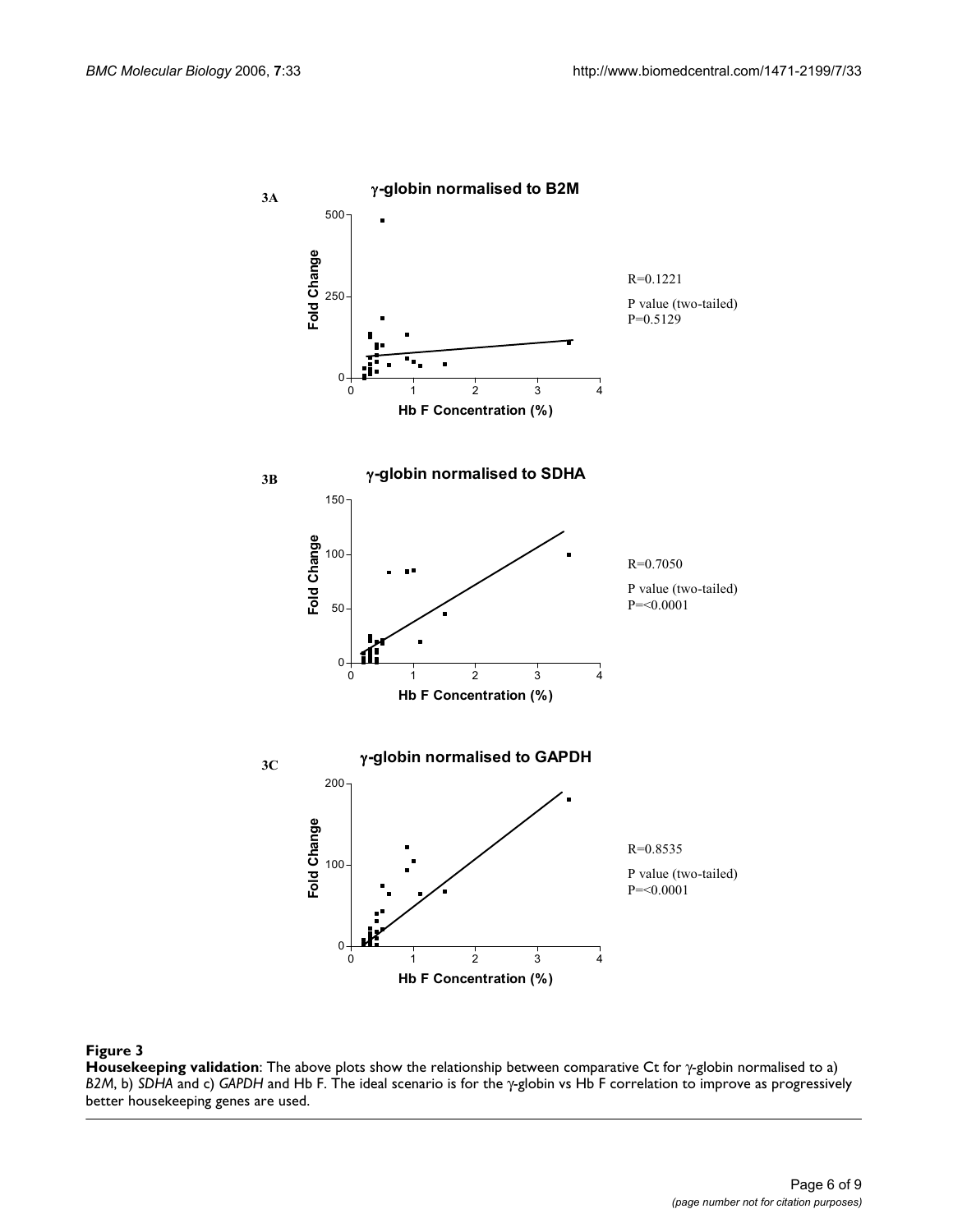**3A**

**γ-globin normalised to B2M**

R=0.1221

P value (two-tailed)
P=0.5129

**3B**

**γ-globin normalised to SDHA**

R=0.7050

P value (two-tailed)
P=<0.0001

**3C**

**γ-globin normalised to GAPDH**

R=0.8535

P value (two-tailed)
P=<0.0001

**Figure 3**
**Housekeeping validation**: The above plots show the relationship between comparative Ct for γ-globin normalised to a) *B2M*, b) *SDHA* and c) *GAPDH* and Hb F. The ideal scenario is for the γ-globin vs Hb F correlation to improve as progressively better housekeeping genes are used.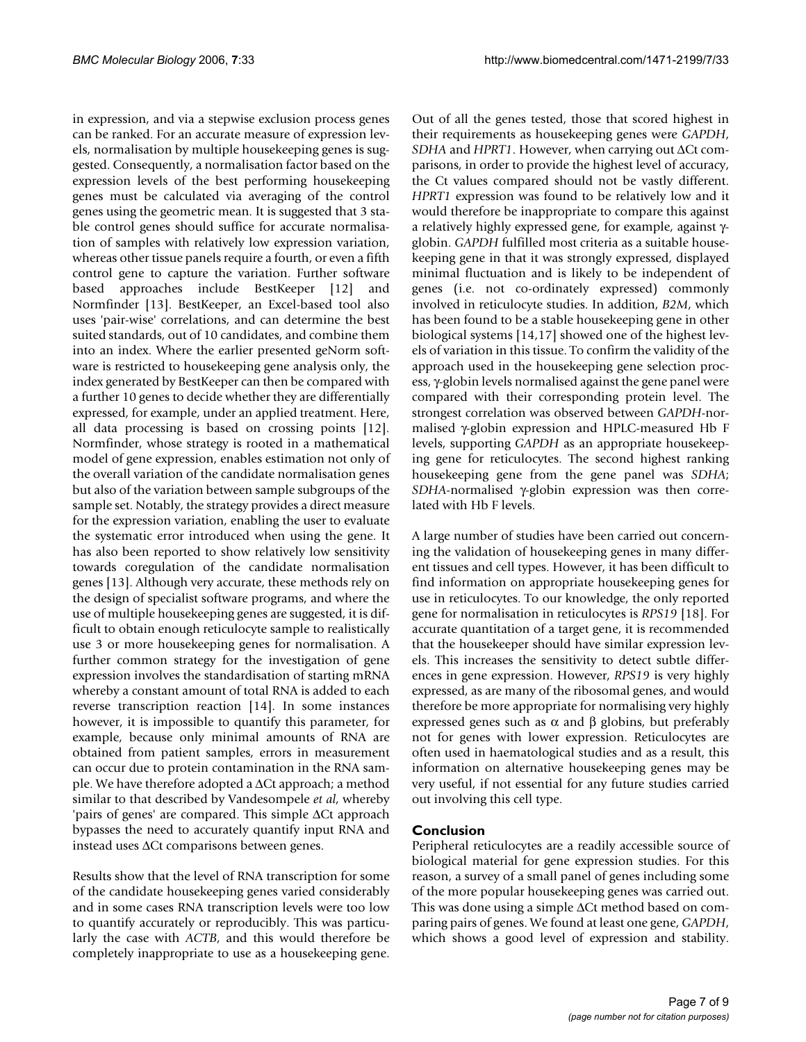in expression, and via a stepwise exclusion process genes can be ranked. For an accurate measure of expression levels, normalisation by multiple housekeeping genes is suggested. Consequently, a normalisation factor based on the expression levels of the best performing housekeeping genes must be calculated via averaging of the control genes using the geometric mean. It is suggested that 3 stable control genes should suffice for accurate normalisation of samples with relatively low expression variation, whereas other tissue panels require a fourth, or even a fifth control gene to capture the variation. Further software based approaches include BestKeeper [12] and Normfinder [13]. BestKeeper, an Excel-based tool also uses 'pair-wise' correlations, and can determine the best suited standards, out of 10 candidates, and combine them into an index. Where the earlier presented geNorm software is restricted to housekeeping gene analysis only, the index generated by BestKeeper can then be compared with a further 10 genes to decide whether they are differentially expressed, for example, under an applied treatment. Here, all data processing is based on crossing points [12]. Normfinder, whose strategy is rooted in a mathematical model of gene expression, enables estimation not only of the overall variation of the candidate normalisation genes but also of the variation between sample subgroups of the sample set. Notably, the strategy provides a direct measure for the expression variation, enabling the user to evaluate the systematic error introduced when using the gene. It has also been reported to show relatively low sensitivity towards coregulation of the candidate normalisation genes [13]. Although very accurate, these methods rely on the design of specialist software programs, and where the use of multiple housekeeping genes are suggested, it is difficult to obtain enough reticulocyte sample to realistically use 3 or more housekeeping genes for normalisation. A further common strategy for the investigation of gene expression involves the standardisation of starting mRNA whereby a constant amount of total RNA is added to each reverse transcription reaction [14]. In some instances however, it is impossible to quantify this parameter, for example, because only minimal amounts of RNA are obtained from patient samples, errors in measurement can occur due to protein contamination in the RNA sample. We have therefore adopted a ΔCt approach; a method similar to that described by Vandesompele *et al*, whereby 'pairs of genes' are compared. This simple ΔCt approach bypasses the need to accurately quantify input RNA and instead uses ΔCt comparisons between genes.

Results show that the level of RNA transcription for some of the candidate housekeeping genes varied considerably and in some cases RNA transcription levels were too low to quantify accurately or reproducibly. This was particularly the case with *ACTB*, and this would therefore be completely inappropriate to use as a housekeeping gene. Out of all the genes tested, those that scored highest in their requirements as housekeeping genes were *GAPDH*, *SDHA* and *HPRT1*. However, when carrying out ΔCt comparisons, in order to provide the highest level of accuracy, the Ct values compared should not be vastly different. *HPRT1* expression was found to be relatively low and it would therefore be inappropriate to compare this against a relatively highly expressed gene, for example, against γ-globin. *GAPDH* fulfilled most criteria as a suitable housekeeping gene in that it was strongly expressed, displayed minimal fluctuation and is likely to be independent of genes (i.e. not co-ordinately expressed) commonly involved in reticulocyte studies. In addition, *B2M*, which has been found to be a stable housekeeping gene in other biological systems [14,17] showed one of the highest levels of variation in this tissue. To confirm the validity of the approach used in the housekeeping gene selection process, γ-globin levels normalised against the gene panel were compared with their corresponding protein level. The strongest correlation was observed between *GAPDH*-normalised γ-globin expression and HPLC-measured Hb F levels, supporting *GAPDH* as an appropriate housekeeping gene for reticulocytes. The second highest ranking housekeeping gene from the gene panel was *SDHA*; *SDHA*-normalised γ-globin expression was then correlated with Hb F levels.

A large number of studies have been carried out concerning the validation of housekeeping genes in many different tissues and cell types. However, it has been difficult to find information on appropriate housekeeping genes for use in reticulocytes. To our knowledge, the only reported gene for normalisation in reticulocytes is *RPS19* [18]. For accurate quantitation of a target gene, it is recommended that the housekeeper should have similar expression levels. This increases the sensitivity to detect subtle differences in gene expression. However, *RPS19* is very highly expressed, as are many of the ribosomal genes, and would therefore be more appropriate for normalising very highly expressed genes such as α and β globins, but preferably not for genes with lower expression. Reticulocytes are often used in haematological studies and as a result, this information on alternative housekeeping genes may be very useful, if not essential for any future studies carried out involving this cell type.

## Conclusion

Peripheral reticulocytes are a readily accessible source of biological material for gene expression studies. For this reason, a survey of a small panel of genes including some of the more popular housekeeping genes was carried out. This was done using a simple ΔCt method based on comparing pairs of genes. We found at least one gene, *GAPDH*, which shows a good level of expression and stability.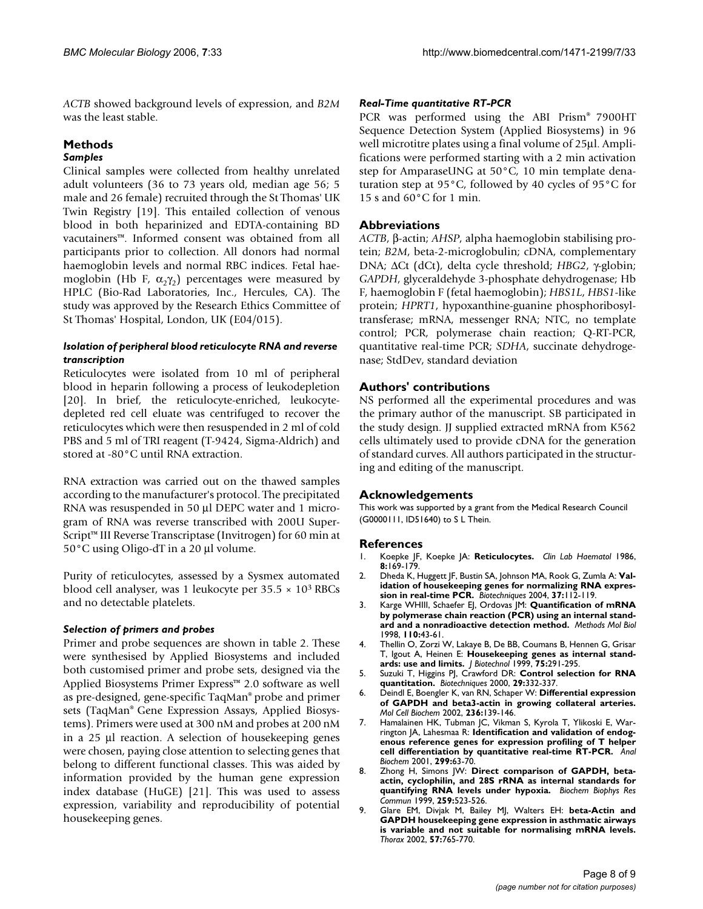*ACTB* showed background levels of expression, and *B2M* was the least stable.

## Methods

### Samples

Clinical samples were collected from healthy unrelated adult volunteers (36 to 73 years old, median age 56; 5 male and 26 female) recruited through the St Thomas' UK Twin Registry [19]. This entailed collection of venous blood in both heparinized and EDTA-containing BD vacutainers™. Informed consent was obtained from all participants prior to collection. All donors had normal haemoglobin levels and normal RBC indices. Fetal haemoglobin (Hb F, $\alpha_2\gamma_2$) percentages were measured by HPLC (Bio-Rad Laboratories, Inc., Hercules, CA). The study was approved by the Research Ethics Committee of St Thomas' Hospital, London, UK (E04/015).

### Isolation of peripheral blood reticulocyte RNA and reverse transcription

Reticulocytes were isolated from 10 ml of peripheral blood in heparin following a process of leukodepletion [20]. In brief, the reticulocyte-enriched, leukocyte-depleted red cell eluate was centrifuged to recover the reticulocytes which were then resuspended in 2 ml of cold PBS and 5 ml of TRI reagent (T-9424, Sigma-Aldrich) and stored at -80°C until RNA extraction.

RNA extraction was carried out on the thawed samples according to the manufacturer's protocol. The precipitated RNA was resuspended in 50 µl DEPC water and 1 microgram of RNA was reverse transcribed with 200U SuperScript™ III Reverse Transcriptase (Invitrogen) for 60 min at 50°C using Oligo-dT in a 20 µl volume.

Purity of reticulocytes, assessed by a Sysmex automated blood cell analyser, was 1 leukocyte per $35.5 \times 10^3$ RBCs and no detectable platelets.

### Selection of primers and probes

Primer and probe sequences are shown in table 2. These were synthesised by Applied Biosystems and included both customised primer and probe sets, designed via the Applied Biosystems Primer Express™ 2.0 software as well as pre-designed, gene-specific TaqMan® probe and primer sets (TaqMan® Gene Expression Assays, Applied Biosystems). Primers were used at 300 nM and probes at 200 nM in a 25 µl reaction. A selection of housekeeping genes were chosen, paying close attention to selecting genes that belong to different functional classes. This was aided by information provided by the human gene expression index database (HuGE) [21]. This was used to assess expression, variability and reproducibility of potential housekeeping genes.

### Real-Time quantitative RT-PCR

PCR was performed using the ABI Prism® 7900HT Sequence Detection System (Applied Biosystems) in 96 well microtitre plates using a final volume of 25µl. Amplifications were performed starting with a 2 min activation step for AmparaseUNG at 50°C, 10 min template denaturation step at 95°C, followed by 40 cycles of 95°C for 15 s and 60°C for 1 min.

## Abbreviations

*ACTB*, β-actin; *AHSP*, alpha haemoglobin stabilising protein; *B2M*, beta-2-microglobulin; cDNA, complementary DNA; ΔCt (dCt), delta cycle threshold; *HBG2*, γ-globin; *GAPDH*, glyceraldehyde 3-phosphate dehydrogenase; Hb F, haemoglobin F (fetal haemoglobin); *HBS1L*, *HBS1*-like protein; *HPRT1*, hypoxanthine-guanine phosphoribosyltransferase; mRNA, messenger RNA; NTC, no template control; PCR, polymerase chain reaction; Q-RT-PCR, quantitative real-time PCR; *SDHA*, succinate dehydrogenase; StdDev, standard deviation

## Authors' contributions

NS performed all the experimental procedures and was the primary author of the manuscript. SB participated in the study design. JJ supplied extracted mRNA from K562 cells ultimately used to provide cDNA for the generation of standard curves. All authors participated in the structuring and editing of the manuscript.

## Acknowledgements

This work was supported by a grant from the Medical Research Council (G0000111, ID51640) to S L Thein.

## References

1. Koepke JF, Koepke JA: **Reticulocytes.** *Clin Lab Haematol* 1986, **8:**169-179.
2. Dheda K, Huggett JF, Bustin SA, Johnson MA, Rook G, Zumla A: **Validation of housekeeping genes for normalizing RNA expression in real-time PCR.** *Biotechniques* 2004, **37:**112-119.
3. Karge WHIII, Schaefer EJ, Ordovas JM: **Quantification of mRNA by polymerase chain reaction (PCR) using an internal standard and a nonradioactive detection method.** *Methods Mol Biol* 1998, **110:**43-61.
4. Thellin O, Zorzi W, Lakaye B, De BB, Coumans B, Hennen G, Grisar T, Igout A, Heinen E: **Housekeeping genes as internal standards: use and limits.** *J Biotechnol* 1999, **75:**291-295.
5. Suzuki T, Higgins PJ, Crawford DR: **Control selection for RNA quantitation.** *Biotechniques* 2000, **29:**332-337.
6. Deindl E, Boengler K, van RN, Schaper W: **Differential expression of GAPDH and beta3-actin in growing collateral arteries.** *Mol Cell Biochem* 2002, **236:**139-146.
7. Hamalainen HK, Tubman JC, Vikman S, Kyrola T, Ylikoski E, Warrington JA, Lahesmaa R: **Identification and validation of endogenous reference genes for expression profiling of T helper cell differentiation by quantitative real-time RT-PCR.** *Anal Biochem* 2001, **299:**63-70.
8. Zhong H, Simons JW: **Direct comparison of GAPDH, beta-actin, cyclophilin, and 28S rRNA as internal standards for quantifying RNA levels under hypoxia.** *Biochem Biophys Res Commun* 1999, **259:**523-526.
9. Glare EM, Divjak M, Bailey MJ, Walters EH: **beta-Actin and GAPDH housekeeping gene expression in asthmatic airways is variable and not suitable for normalising mRNA levels.** *Thorax* 2002, **57:**765-770.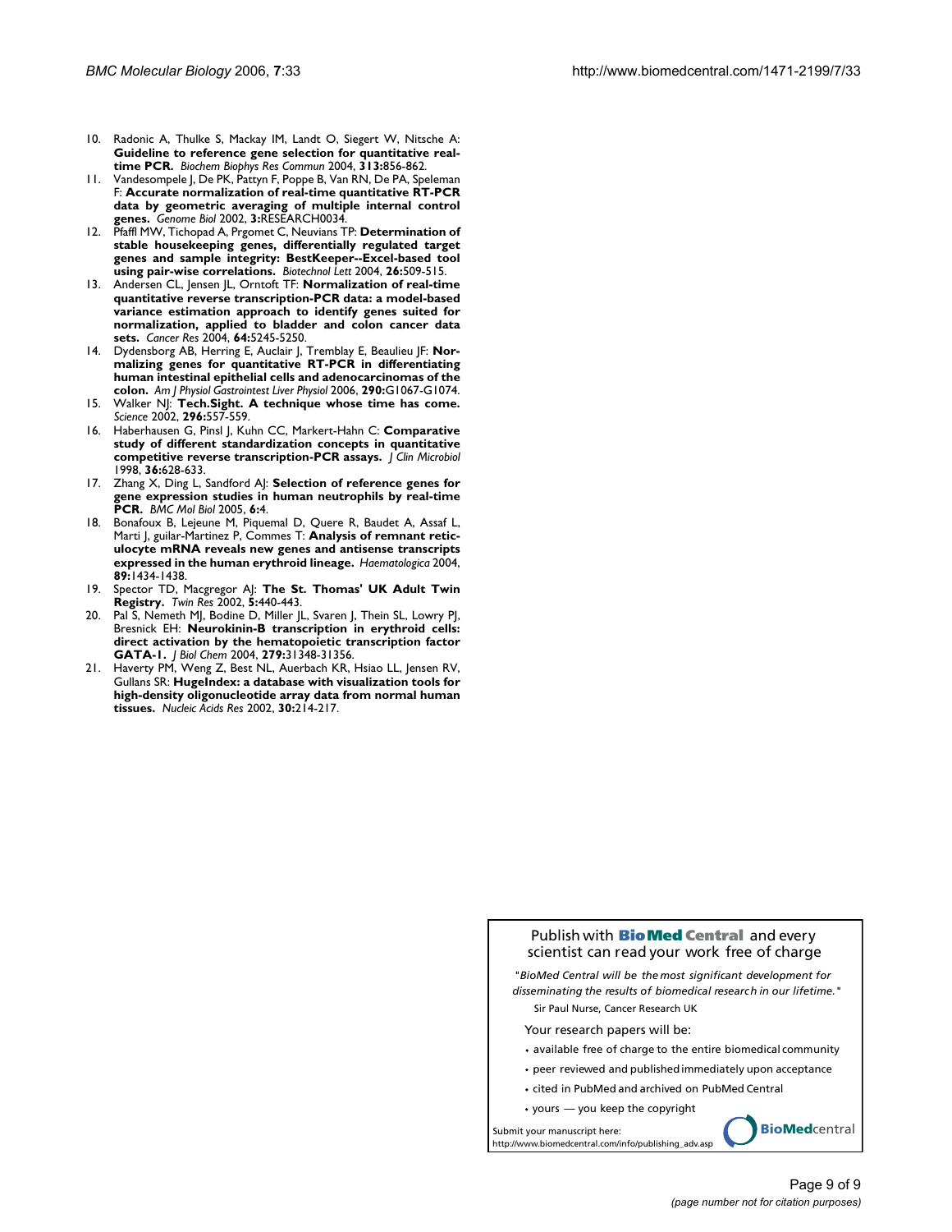10. Radonic A, Thulke S, Mackay IM, Landt O, Siegert W, Nitsche A: **Guideline to reference gene selection for quantitative real-time PCR.** *Biochem Biophys Res Commun* 2004, **313:**856-862.
11. Vandesompele J, De PK, Pattyn F, Poppe B, Van RN, De PA, Speleman F: **Accurate normalization of real-time quantitative RT-PCR data by geometric averaging of multiple internal control genes.** *Genome Biol* 2002, **3:**RESEARCH0034.
12. Pfaffl MW, Tichopad A, Prgomet C, Neuvians TP: **Determination of stable housekeeping genes, differentially regulated target genes and sample integrity: BestKeeper--Excel-based tool using pair-wise correlations.** *Biotechnol Lett* 2004, **26:**509-515.
13. Andersen CL, Jensen JL, Orntoft TF: **Normalization of real-time quantitative reverse transcription-PCR data: a model-based variance estimation approach to identify genes suited for normalization, applied to bladder and colon cancer data sets.** *Cancer Res* 2004, **64:**5245-5250.
14. Dydensborg AB, Herring E, Auclair J, Tremblay E, Beaulieu JF: **Normalizing genes for quantitative RT-PCR in differentiating human intestinal epithelial cells and adenocarcinomas of the colon.** *Am J Physiol Gastrointest Liver Physiol* 2006, **290:**G1067-G1074.
15. Walker NJ: **Tech.Sight. A technique whose time has come.** *Science* 2002, **296:**557-559.
16. Haberhausen G, Pinsl J, Kuhn CC, Markert-Hahn C: **Comparative study of different standardization concepts in quantitative competitive reverse transcription-PCR assays.** *J Clin Microbiol* 1998, **36:**628-633.
17. Zhang X, Ding L, Sandford AJ: **Selection of reference genes for gene expression studies in human neutrophils by real-time PCR.** *BMC Mol Biol* 2005, **6:**4.
18. Bonafoux B, Lejeune M, Piquemal D, Quere R, Baudet A, Assaf L, Marti J, guilar-Martinez P, Commes T: **Analysis of remnant reticulocyte mRNA reveals new genes and antisense transcripts expressed in the human erythroid lineage.** *Haematologica* 2004, **89:**1434-1438.
19. Spector TD, Macgregor AJ: **The St. Thomas' UK Adult Twin Registry.** *Twin Res* 2002, **5:**440-443.
20. Pal S, Nemeth MJ, Bodine D, Miller JL, Svaren J, Thein SL, Lowry PJ, Bresnick EH: **Neurokinin-B transcription in erythroid cells: direct activation by the hematopoietic transcription factor GATA-1.** *J Biol Chem* 2004, **279:**31348-31356.
21. Haverty PM, Weng Z, Best NL, Auerbach KR, Hsiao LL, Jensen RV, Gullans SR: **HugeIndex: a database with visualization tools for high-density oligonucleotide array data from normal human tissues.** *Nucleic Acids Res* 2002, **30:**214-217.

Publish with **BioMed Central** and every scientist can read your work free of charge

*"BioMed Central will be the most significant development for disseminating the results of biomedical research in our lifetime."*

Sir Paul Nurse, Cancer Research UK

Your research papers will be:

- available free of charge to the entire biomedical community
- peer reviewed and published immediately upon acceptance
- cited in PubMed and archived on PubMed Central
- yours — you keep the copyright

Submit your manuscript here:
http://www.biomedcentral.com/info/publishing_adv.asp

**BioMed**central